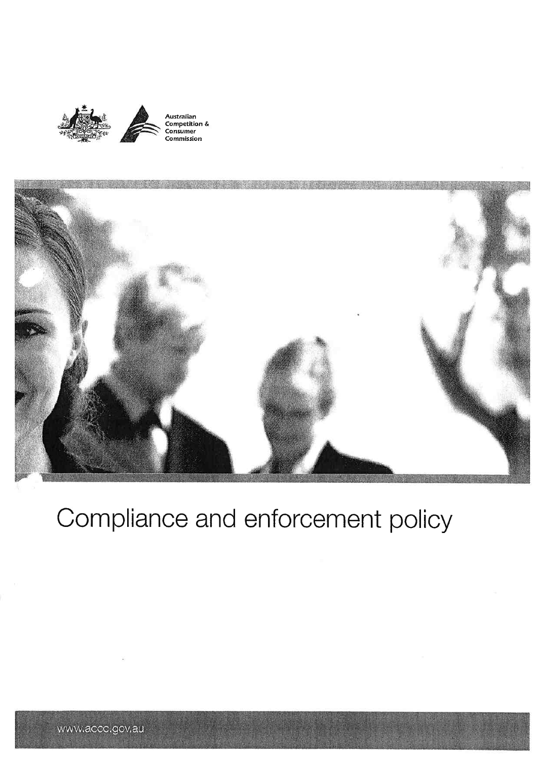Australian Competition & Consumer Commission

# Compliance and enforcement policy

www.accc.gov.au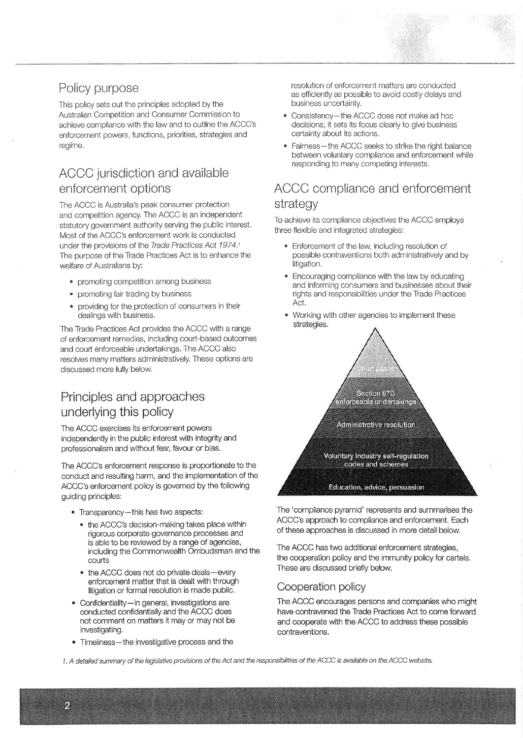## Policy purpose

This policy sets out the principles adopted by the Australian Competition and Consumer Commission to achieve compliance with the law and to outline the ACCC's enforcement powers, functions, priorities, strategies and regime.

## ACCC jurisdiction and available enforcement options

The ACCC is Australia's peak consumer protection and competition agency. The ACCC is an independent statutory government authority serving the public interest. Most of the ACCC's enforcement work is conducted under the provisions of the *Trade Practices Act 1974*.[1] The purpose of the Trade Practices Act is to enhance the welfare of Australians by:

- promoting competition among business
- promoting fair trading by business
- providing for the protection of consumers in their dealings with business.

The Trade Practices Act provides the ACCC with a range of enforcement remedies, including court-based outcomes and court enforceable undertakings. The ACCC also resolves many matters administratively. These options are discussed more fully below.

## Principles and approaches underlying this policy

The ACCC exercises its enforcement powers independently in the public interest with integrity and professionalism and without fear, favour or bias.

The ACCC's enforcement response is proportionate to the conduct and resulting harm, and the implementation of the ACCC's enforcement policy is governed by the following guiding principles:

- Transparency—this has two aspects:
  - the ACCC's decision-making takes place within rigorous corporate governance processes and is able to be reviewed by a range of agencies, including the Commonwealth Ombudsman and the courts
  - the ACCC does not do private deals—every enforcement matter that is dealt with through litigation or formal resolution is made public.
- Confidentiality—in general, investigations are conducted confidentially and the ACCC does not comment on matters it may or may not be investigating.
- Timeliness—the investigative process and the resolution of enforcement matters are conducted as efficiently as possible to avoid costly delays and business uncertainty.
- Consistency—the ACCC does not make ad hoc decisions; it sets its focus clearly to give business certainty about its actions.
- Fairness—the ACCC seeks to strike the right balance between voluntary compliance and enforcement while responding to many competing interests.

## ACCC compliance and enforcement strategy

To achieve its compliance objectives the ACCC employs three flexible and integrated strategies:

- Enforcement of the law, including resolution of possible contraventions both administratively and by litigation.
- Encouraging compliance with the law by educating and informing consumers and businesses about their rights and responsibilities under the Trade Practices Act.
- Working with other agencies to implement these strategies.

Court cases

Section 87B enforceable undertakings

Administrative resolution

Voluntary industry self-regulation codes and schemes

Education, advice, persuasion

The 'compliance pyramid' represents and summarises the ACCC's approach to compliance and enforcement. Each of these approaches is discussed in more detail below.

The ACCC has two additional enforcement strategies, the cooperation policy and the immunity policy for cartels. These are discussed briefly below.

### Cooperation policy

The ACCC encourages persons and companies who might have contravened the Trade Practices Act to come forward and cooperate with the ACCC to address these possible contraventions.

*1. A detailed summary of the legislative provisions of the Act and the responsibilities of the ACCC is available on the ACCC website.*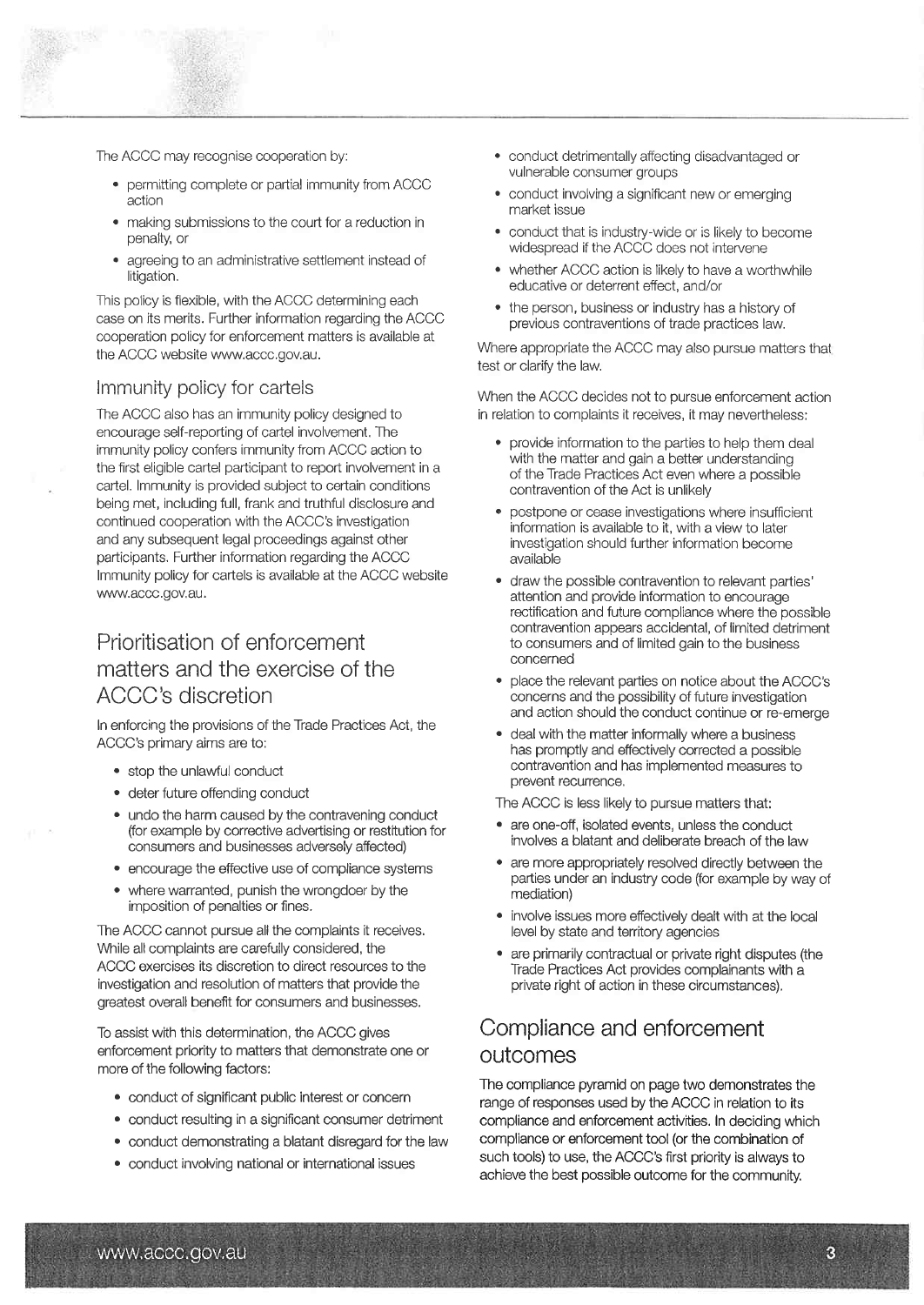The ACCC may recognise cooperation by:

- permitting complete or partial immunity from ACCC action
- making submissions to the court for a reduction in penalty, or
- agreeing to an administrative settlement instead of litigation.

This policy is flexible, with the ACCC determining each case on its merits. Further information regarding the ACCC cooperation policy for enforcement matters is available at the ACCC website www.accc.gov.au.

### Immunity policy for cartels

The ACCC also has an immunity policy designed to encourage self-reporting of cartel involvement. The immunity policy confers immunity from ACCC action to the first eligible cartel participant to report involvement in a cartel. Immunity is provided subject to certain conditions being met, including full, frank and truthful disclosure and continued cooperation with the ACCC's investigation and any subsequent legal proceedings against other participants. Further information regarding the ACCC Immunity policy for cartels is available at the ACCC website www.accc.gov.au.

## Prioritisation of enforcement matters and the exercise of the ACCC's discretion

In enforcing the provisions of the Trade Practices Act, the ACCC's primary aims are to:

- stop the unlawful conduct
- deter future offending conduct
- undo the harm caused by the contravening conduct (for example by corrective advertising or restitution for consumers and businesses adversely affected)
- encourage the effective use of compliance systems
- where warranted, punish the wrongdoer by the imposition of penalties or fines.

The ACCC cannot pursue all the complaints it receives. While all complaints are carefully considered, the ACCC exercises its discretion to direct resources to the investigation and resolution of matters that provide the greatest overall benefit for consumers and businesses.

To assist with this determination, the ACCC gives enforcement priority to matters that demonstrate one or more of the following factors:

- conduct of significant public interest or concern
- conduct resulting in a significant consumer detriment
- conduct demonstrating a blatant disregard for the law
- conduct involving national or international issues
- conduct detrimentally affecting disadvantaged or vulnerable consumer groups
- conduct involving a significant new or emerging market issue
- conduct that is industry-wide or is likely to become widespread if the ACCC does not intervene
- whether ACCC action is likely to have a worthwhile educative or deterrent effect, and/or
- the person, business or industry has a history of previous contraventions of trade practices law.

Where appropriate the ACCC may also pursue matters that test or clarify the law.

When the ACCC decides not to pursue enforcement action in relation to complaints it receives, it may nevertheless:

- provide information to the parties to help them deal with the matter and gain a better understanding of the Trade Practices Act even where a possible contravention of the Act is unlikely
- postpone or cease investigations where insufficient information is available to it, with a view to later investigation should further information become available
- draw the possible contravention to relevant parties' attention and provide information to encourage rectification and future compliance where the possible contravention appears accidental, of limited detriment to consumers and of limited gain to the business concerned
- place the relevant parties on notice about the ACCC's concerns and the possibility of future investigation and action should the conduct continue or re-emerge
- deal with the matter informally where a business has promptly and effectively corrected a possible contravention and has implemented measures to prevent recurrence.

The ACCC is less likely to pursue matters that:

- are one-off, isolated events, unless the conduct involves a blatant and deliberate breach of the law
- are more appropriately resolved directly between the parties under an industry code (for example by way of mediation)
- involve issues more effectively dealt with at the local level by state and territory agencies
- are primarily contractual or private right disputes (the Trade Practices Act provides complainants with a private right of action in these circumstances).

## Compliance and enforcement outcomes

The compliance pyramid on page two demonstrates the range of responses used by the ACCC in relation to its compliance and enforcement activities. In deciding which compliance or enforcement tool (or the combination of such tools) to use, the ACCC's first priority is always to achieve the best possible outcome for the community.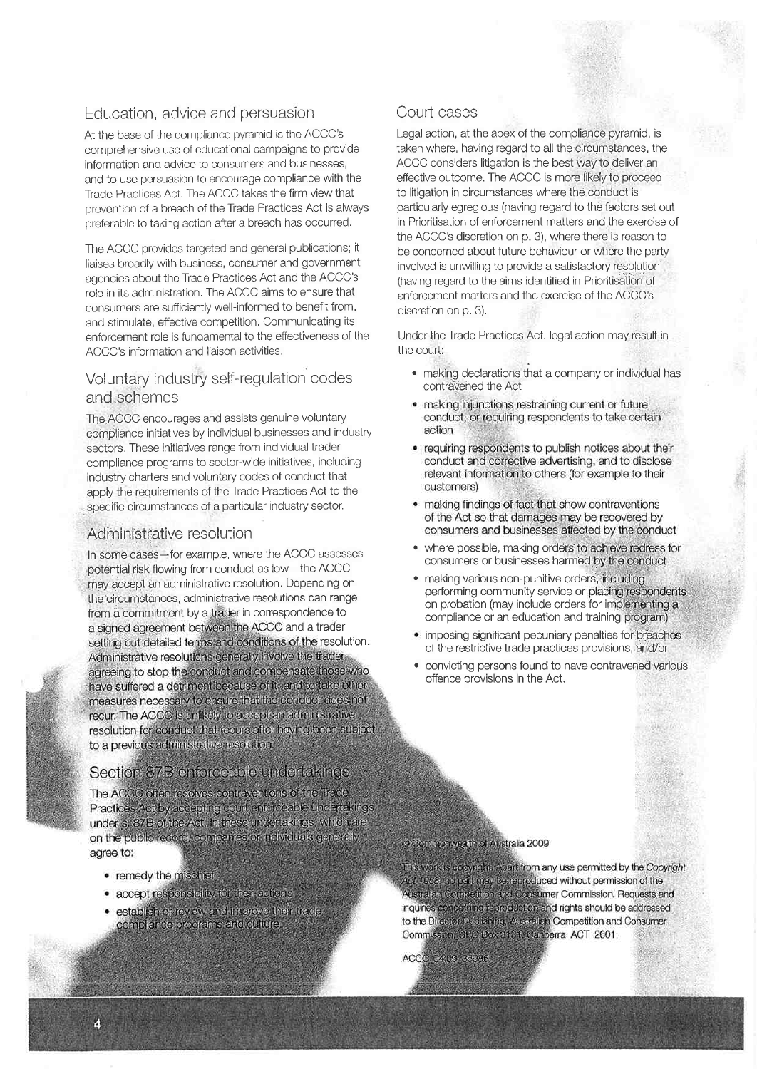## Education, advice and persuasion

At the base of the compliance pyramid is the ACCC's comprehensive use of educational campaigns to provide information and advice to consumers and businesses, and to use persuasion to encourage compliance with the Trade Practices Act. The ACCC takes the firm view that prevention of a breach of the Trade Practices Act is always preferable to taking action after a breach has occurred.

The ACCC provides targeted and general publications; it liaises broadly with business, consumer and government agencies about the Trade Practices Act and the ACCC's role in its administration. The ACCC aims to ensure that consumers are sufficiently well-informed to benefit from, and stimulate, effective competition. Communicating its enforcement role is fundamental to the effectiveness of the ACCC's information and liaison activities.

## Voluntary industry self-regulation codes and schemes

The ACCC encourages and assists genuine voluntary compliance initiatives by individual businesses and industry sectors. These initiatives range from individual trader compliance programs to sector-wide initiatives, including industry charters and voluntary codes of conduct that apply the requirements of the Trade Practices Act to the specific circumstances of a particular industry sector.

## Administrative resolution

In some cases—for example, where the ACCC assesses potential risk flowing from conduct as low—the ACCC may accept an administrative resolution. Depending on the circumstances, administrative resolutions can range from a commitment by a trader in correspondence to a signed agreement between the ACCC and a trader setting out detailed terms and conditions of the resolution. Administrative resolutions generally involve the trader agreeing to stop the conduct and compensate those who have suffered a detriment because of it, and to take other measures necessary to ensure that the conduct does not recur. The ACCC is unlikely to accept an administrative resolution for conduct that recurs after having been subject to a previous administrative resolution.

## Section 87B enforceable undertakings

The ACCC often resolves contraventions of the Trade Practices Act by accepting court enforceable undertakings under s. 87B of the Act. In these undertakings, which are on the public record, companies or individuals generally agree to:

- remedy the mischief
- accept responsibility for their actions
- establish or review and improve their trade compliance programs and culture.

## Court cases

Legal action, at the apex of the compliance pyramid, is taken where, having regard to all the circumstances, the ACCC considers litigation is the best way to deliver an effective outcome. The ACCC is more likely to proceed to litigation in circumstances where the conduct is particularly egregious (having regard to the factors set out in Prioritisation of enforcement matters and the exercise of the ACCC's discretion on p. 3), where there is reason to be concerned about future behaviour or where the party involved is unwilling to provide a satisfactory resolution (having regard to the aims identified in Prioritisation of enforcement matters and the exercise of the ACCC's discretion on p. 3).

Under the Trade Practices Act, legal action may result in the court:

- making declarations that a company or individual has contravened the Act
- making injunctions restraining current or future conduct, or requiring respondents to take certain action
- requiring respondents to publish notices about their conduct and corrective advertising, and to disclose relevant information to others (for example to their customers)
- making findings of fact that show contraventions of the Act so that damages may be recovered by consumers and businesses affected by the conduct
- where possible, making orders to achieve redress for consumers or businesses harmed by the conduct
- making various non-punitive orders, including performing community service or placing respondents on probation (may include orders for implementing a compliance or an education and training program)
- imposing significant pecuniary penalties for breaches of the restrictive trade practices provisions, and/or
- convicting persons found to have contravened various offence provisions in the Act.

© Commonwealth of Australia 2009

This work is copyright. Apart from any use permitted by the *Copyright Act 1968*, no part may be reproduced without permission of the Australian Competition and Consumer Commission. Requests and inquiries concerning reproduction and rights should be addressed to the Director Publishing, Australian Competition and Consumer Commission, GPO Box 3131, Canberra ACT 2601.

ACCC 04/09_35986